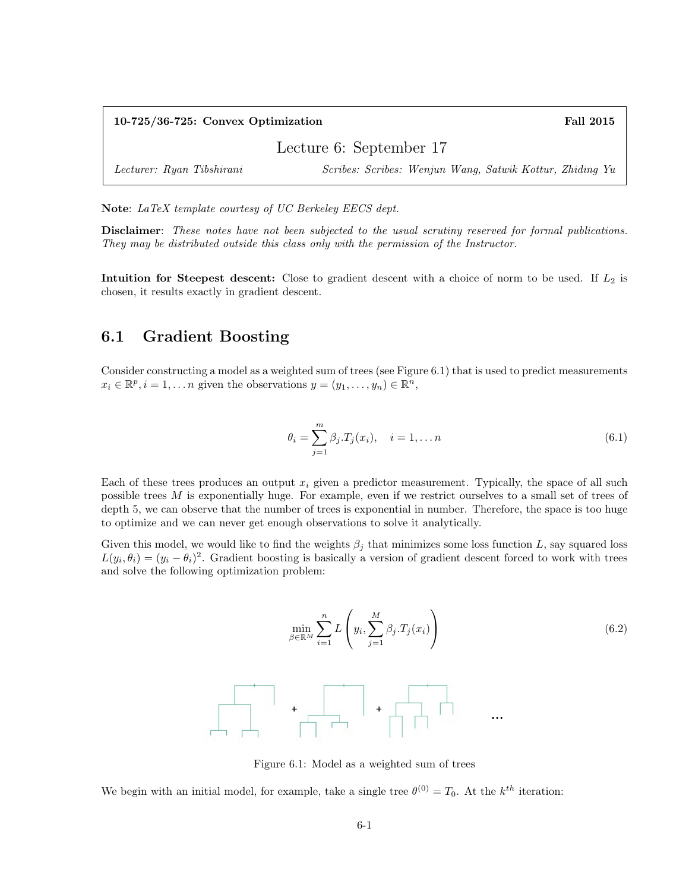**10-725/36-725: Convex Optimization** — **Fall 2015**

# Lecture 6: September 17

*Lecturer: Ryan Tibshirani* — *Scribes: Scribes: Wenjun Wang, Satwik Kottur, Zhiding Yu*

**Note**: *LaTeX template courtesy of UC Berkeley EECS dept.*

**Disclaimer**: *These notes have not been subjected to the usual scrutiny reserved for formal publications. They may be distributed outside this class only with the permission of the Instructor.*

**Intuition for Steepest descent:** Close to gradient descent with a choice of norm to be used. If $L_2$ is chosen, it results exactly in gradient descent.

## 6.1 Gradient Boosting

Consider constructing a model as a weighted sum of trees (see Figure 6.1) that is used to predict measurements $x_i \in \mathbb{R}^p, i = 1, \dots n$ given the observations $y = (y_1, \dots, y_n) \in \mathbb{R}^n$,

$$\theta_i = \sum_{j=1}^{m} \beta_j . T_j(x_i), \quad i = 1, \dots n \tag{6.1}$$

Each of these trees produces an output $x_i$ given a predictor measurement. Typically, the space of all such possible trees $M$ is exponentially huge. For example, even if we restrict ourselves to a small set of trees of depth 5, we can observe that the number of trees is exponential in number. Therefore, the space is too huge to optimize and we can never get enough observations to solve it analytically.

Given this model, we would like to find the weights $\beta_j$ that minimizes some loss function $L$, say squared loss $L(y_i, \theta_i) = (y_i - \theta_i)^2$. Gradient boosting is basically a version of gradient descent forced to work with trees and solve the following optimization problem:

$$\min_{\beta \in \mathbb{R}^M} \sum_{i=1}^{n} L\left(y_i, \sum_{j=1}^{M} \beta_j . T_j(x_i)\right) \tag{6.2}$$

Figure 6.1: Model as a weighted sum of trees

We begin with an initial model, for example, take a single tree $\theta^{(0)} = T_0$. At the $k^{th}$ iteration: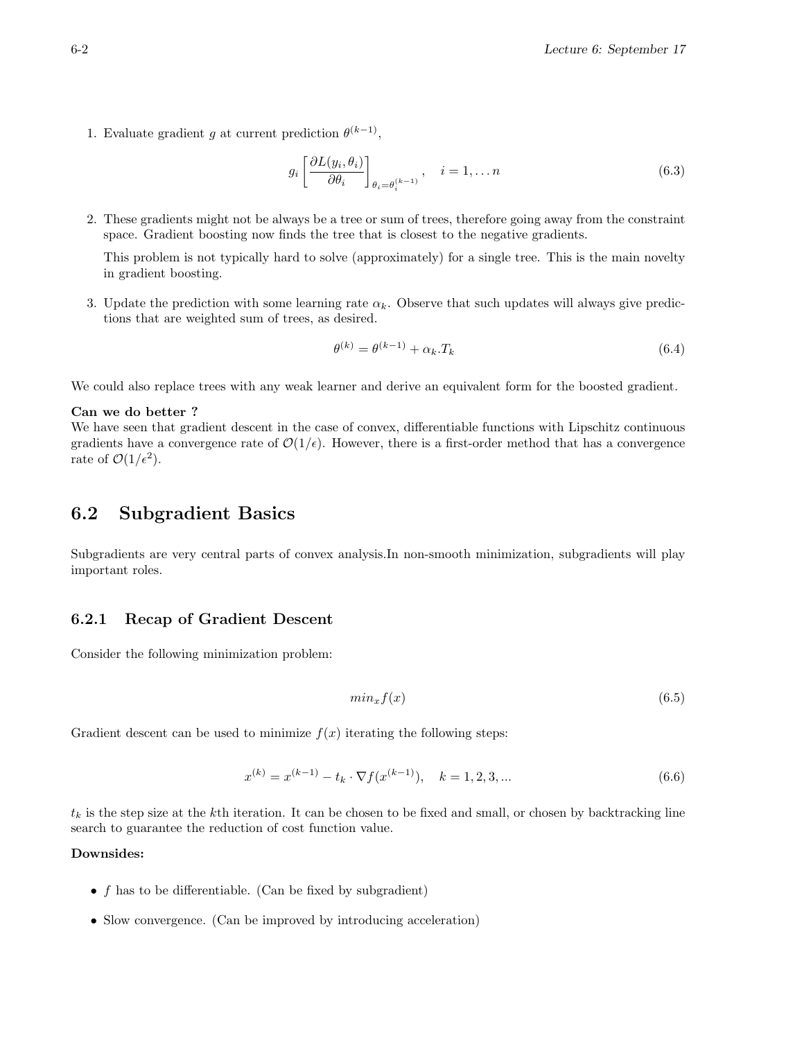1. Evaluate gradient $g$ at current prediction $\theta^{(k-1)}$,

$$g_i \left[ \frac{\partial L(y_i, \theta_i)}{\partial \theta_i} \right]_{\theta_i = \theta_i^{(k-1)}}, \quad i = 1, \ldots n \tag{6.3}$$

2. These gradients might not be always be a tree or sum of trees, therefore going away from the constraint space. Gradient boosting now finds the tree that is closest to the negative gradients.

   This problem is not typically hard to solve (approximately) for a single tree. This is the main novelty in gradient boosting.

3. Update the prediction with some learning rate $\alpha_k$. Observe that such updates will always give predictions that are weighted sum of trees, as desired.

$$\theta^{(k)} = \theta^{(k-1)} + \alpha_k . T_k \tag{6.4}$$

We could also replace trees with any weak learner and derive an equivalent form for the boosted gradient.

**Can we do better ?**
We have seen that gradient descent in the case of convex, differentiable functions with Lipschitz continuous gradients have a convergence rate of $\mathcal{O}(1/\epsilon)$. However, there is a first-order method that has a convergence rate of $\mathcal{O}(1/\epsilon^2)$.

## 6.2 Subgradient Basics

Subgradients are very central parts of convex analysis.In non-smooth minimization, subgradients will play important roles.

### 6.2.1 Recap of Gradient Descent

Consider the following minimization problem:

$$min_x f(x) \tag{6.5}$$

Gradient descent can be used to minimize $f(x)$ iterating the following steps:

$$x^{(k)} = x^{(k-1)} - t_k \cdot \nabla f(x^{(k-1)}), \quad k = 1, 2, 3, ... \tag{6.6}$$

$t_k$ is the step size at the $k$th iteration. It can be chosen to be fixed and small, or chosen by backtracking line search to guarantee the reduction of cost function value.

**Downsides:**

- $f$ has to be differentiable. (Can be fixed by subgradient)
- Slow convergence. (Can be improved by introducing acceleration)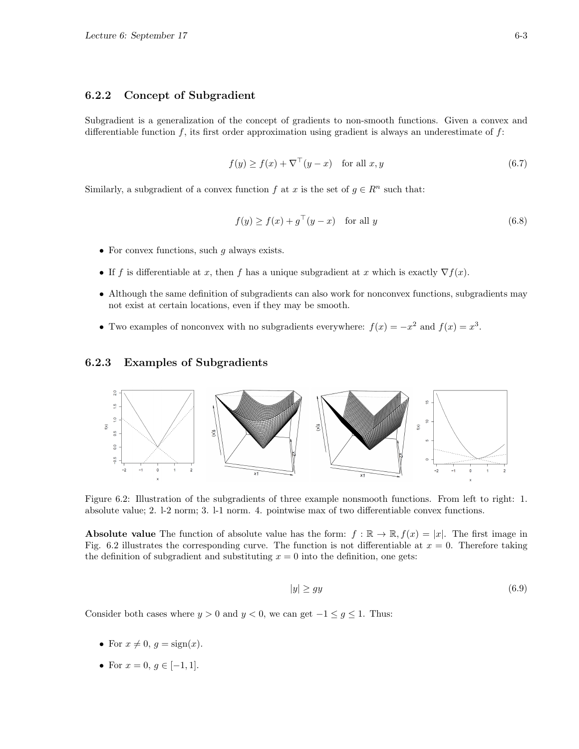### 6.2.2 Concept of Subgradient

Subgradient is a generalization of the concept of gradients to non-smooth functions. Given a convex and differentiable function $f$, its first order approximation using gradient is always an underestimate of $f$:

$$f(y) \geq f(x) + \nabla^\top (y - x) \quad \text{for all } x, y \tag{6.7}$$

Similarly, a subgradient of a convex function $f$ at $x$ is the set of $g \in R^n$ such that:

$$f(y) \geq f(x) + g^\top (y - x) \quad \text{for all } y \tag{6.8}$$

- For convex functions, such $g$ always exists.
- If $f$ is differentiable at $x$, then $f$ has a unique subgradient at $x$ which is exactly $\nabla f(x)$.
- Although the same definition of subgradients can also work for nonconvex functions, subgradients may not exist at certain locations, even if they may be smooth.
- Two examples of nonconvex with no subgradients everywhere: $f(x) = -x^2$ and $f(x) = x^3$.

### 6.2.3 Examples of Subgradients

Figure 6.2: Illustration of the subgradients of three example nonsmooth functions. From left to right: 1. absolute value; 2. l-2 norm; 3. l-1 norm. 4. pointwise max of two differentiable convex functions.

**Absolute value** The function of absolute value has the form: $f : \mathbb{R} \to \mathbb{R}, f(x) = |x|$. The first image in Fig. 6.2 illustrates the corresponding curve. The function is not differentiable at $x = 0$. Therefore taking the definition of subgradient and substituting $x = 0$ into the definition, one gets:

$$|y| \geq gy \tag{6.9}$$

Consider both cases where $y > 0$ and $y < 0$, we can get $-1 \leq g \leq 1$. Thus:

- For $x \neq 0$, $g = \text{sign}(x)$.
- For $x = 0$, $g \in [-1, 1]$.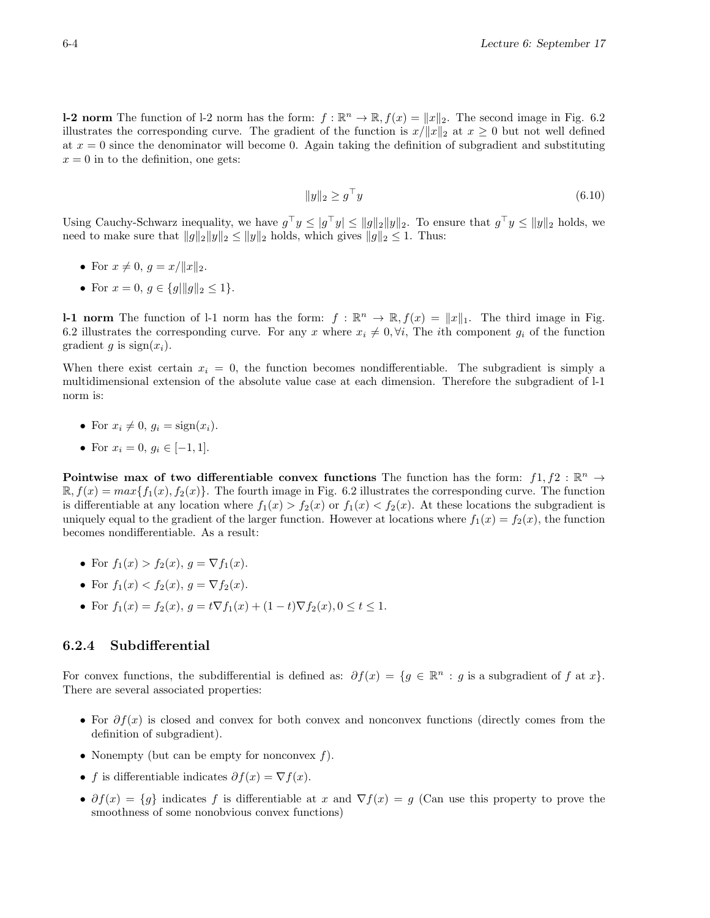**l-2 norm** The function of l-2 norm has the form: $f : \mathbb{R}^n \to \mathbb{R}, f(x) = \|x\|_2$. The second image in Fig. 6.2 illustrates the corresponding curve. The gradient of the function is $x/\|x\|_2$ at $x \geq 0$ but not well defined at $x = 0$ since the denominator will become 0. Again taking the definition of subgradient and substituting $x = 0$ in to the definition, one gets:

$$\|y\|_2 \geq g^\top y \tag{6.10}$$

Using Cauchy-Schwarz inequality, we have $g^\top y \leq |g^\top y| \leq \|g\|_2 \|y\|_2$. To ensure that $g^\top y \leq \|y\|_2$ holds, we need to make sure that $\|g\|_2 \|y\|_2 \leq \|y\|_2$ holds, which gives $\|g\|_2 \leq 1$. Thus:

- For $x \neq 0$, $g = x/\|x\|_2$.
- For $x = 0$, $g \in \{g | \|g\|_2 \leq 1\}$.

**l-1 norm** The function of l-1 norm has the form: $f : \mathbb{R}^n \to \mathbb{R}, f(x) = \|x\|_1$. The third image in Fig. 6.2 illustrates the corresponding curve. For any $x$ where $x_i \neq 0, \forall i$, The $i$th component $g_i$ of the function gradient $g$ is $\text{sign}(x_i)$.

When there exist certain $x_i = 0$, the function becomes nondifferentiable. The subgradient is simply a multidimensional extension of the absolute value case at each dimension. Therefore the subgradient of l-1 norm is:

- For $x_i \neq 0$, $g_i = \text{sign}(x_i)$.
- For $x_i = 0$, $g_i \in [-1, 1]$.

**Pointwise max of two differentiable convex functions** The function has the form: $f1, f2 : \mathbb{R}^n \to \mathbb{R}, f(x) = max\{f_1(x), f_2(x)\}$. The fourth image in Fig. 6.2 illustrates the corresponding curve. The function is differentiable at any location where $f_1(x) > f_2(x)$ or $f_1(x) < f_2(x)$. At these locations the subgradient is uniquely equal to the gradient of the larger function. However at locations where $f_1(x) = f_2(x)$, the function becomes nondifferentiable. As a result:

- For $f_1(x) > f_2(x)$, $g = \nabla f_1(x)$.
- For $f_1(x) < f_2(x)$, $g = \nabla f_2(x)$.
- For $f_1(x) = f_2(x)$, $g = t\nabla f_1(x) + (1-t)\nabla f_2(x), 0 \leq t \leq 1$.

### 6.2.4 Subdifferential

For convex functions, the subdifferential is defined as: $\partial f(x) = \{g \in \mathbb{R}^n : g \text{ is a subgradient of } f \text{ at } x\}$. There are several associated properties:

- For $\partial f(x)$ is closed and convex for both convex and nonconvex functions (directly comes from the definition of subgradient).
- Nonempty (but can be empty for nonconvex $f$).
- $f$ is differentiable indicates $\partial f(x) = \nabla f(x)$.
- $\partial f(x) = \{g\}$ indicates $f$ is differentiable at $x$ and $\nabla f(x) = g$ (Can use this property to prove the smoothness of some nonobvious convex functions)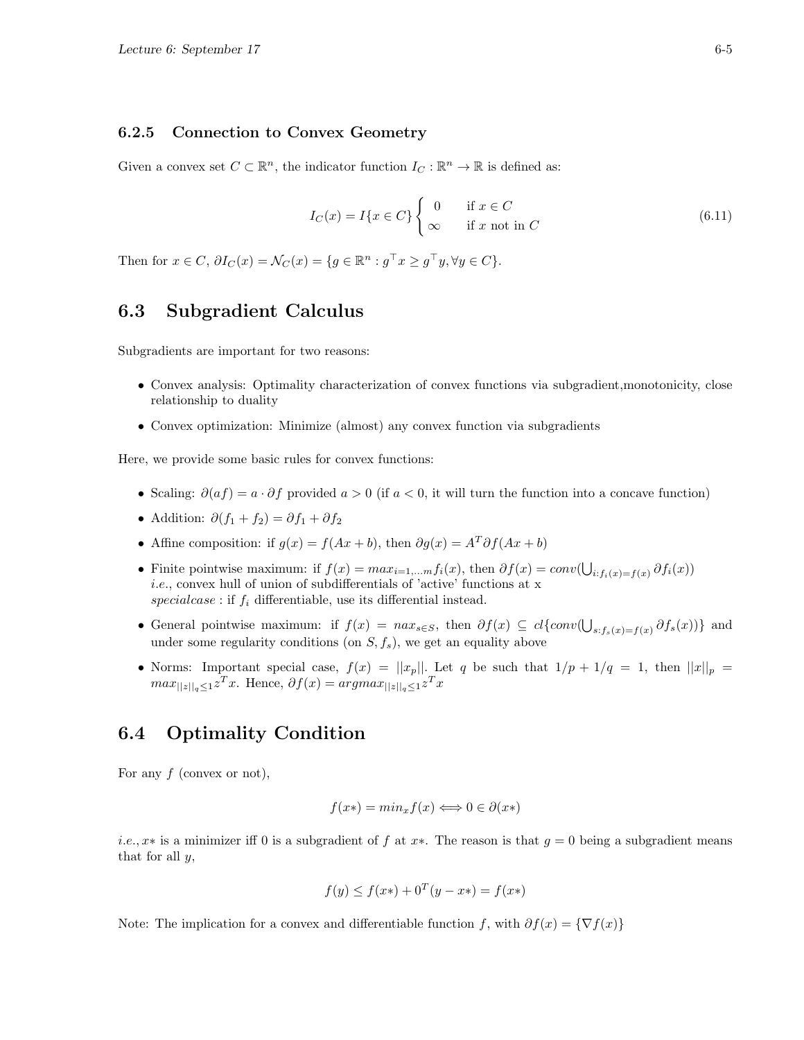### 6.2.5 Connection to Convex Geometry

Given a convex set $C \subset \mathbb{R}^n$, the indicator function $I_C : \mathbb{R}^n \to \mathbb{R}$ is defined as:

$$I_C(x) = I\{x \in C\} \begin{cases} 0 & \text{if } x \in C \\ \infty & \text{if } x \text{ not in } C \end{cases} \tag{6.11}$$

Then for $x \in C$, $\partial I_C(x) = \mathcal{N}_C(x) = \{g \in \mathbb{R}^n : g^\top x \geq g^\top y, \forall y \in C\}$.

## 6.3 Subgradient Calculus

Subgradients are important for two reasons:

- Convex analysis: Optimality characterization of convex functions via subgradient,monotonicity, close relationship to duality
- Convex optimization: Minimize (almost) any convex function via subgradients

Here, we provide some basic rules for convex functions:

- Scaling: $\partial(af) = a \cdot \partial f$ provided $a > 0$ (if $a < 0$, it will turn the function into a concave function)
- Addition: $\partial(f_1 + f_2) = \partial f_1 + \partial f_2$
- Affine composition: if $g(x) = f(Ax + b)$, then $\partial g(x) = A^T \partial f(Ax + b)$
- Finite pointwise maximum: if $f(x) = max_{i=1,\ldots m} f_i(x)$, then $\partial f(x) = conv(\bigcup_{i:f_i(x)=f(x)} \partial f_i(x))$ *i.e.*, convex hull of union of subdifferentials of 'active' functions at x
  $specialcase$ : if $f_i$ differentiable, use its differential instead.
- General pointwise maximum: if $f(x) = nax_{s \in S}$, then $\partial f(x) \subseteq cl\{conv(\bigcup_{s:f_s(x)=f(x)} \partial f_s(x))\}$ and under some regularity conditions (on $S, f_s$), we get an equality above
- Norms: Important special case, $f(x) = ||x_p||$. Let $q$ be such that $1/p + 1/q = 1$, then $||x||_p = max_{||z||_q \leq 1} z^T x$. Hence, $\partial f(x) = argmax_{||z||_q \leq 1} z^T x$

## 6.4 Optimality Condition

For any $f$ (convex or not),

$$f(x*) = min_x f(x) \Longleftrightarrow 0 \in \partial(x*)$$

*i.e.*, $x*$ is a minimizer iff 0 is a subgradient of $f$ at $x*$. The reason is that $g = 0$ being a subgradient means that for all $y$,

$$f(y) \leq f(x*) + 0^T(y - x*) = f(x*)$$

Note: The implication for a convex and differentiable function $f$, with $\partial f(x) = \{\nabla f(x)\}$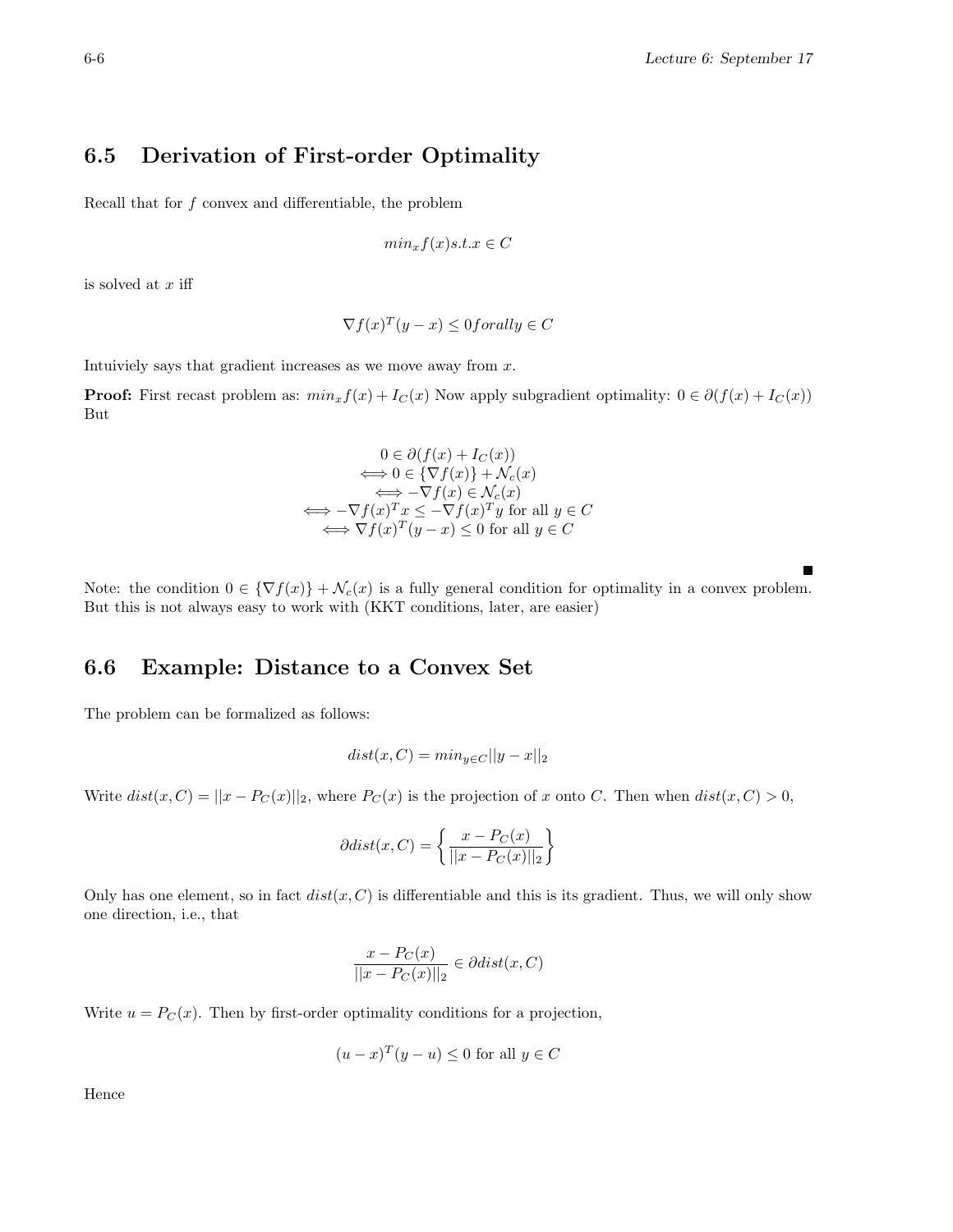## 6.5 Derivation of First-order Optimality

Recall that for $f$ convex and differentiable, the problem

$$min_x f(x) s.t. x \in C$$

is solved at $x$ iff

$$\nabla f(x)^T (y - x) \leq 0 for all y \in C$$

Intuiviely says that gradient increases as we move away from $x$.

**Proof:** First recast problem as: $min_x f(x) + I_C(x)$ Now apply subgradient optimality: $0 \in \partial(f(x) + I_C(x))$ But

$$\begin{gathered}
0 \in \partial(f(x) + I_C(x)) \\
\iff 0 \in \{\nabla f(x)\} + \mathcal{N}_c(x) \\
\iff -\nabla f(x) \in \mathcal{N}_c(x) \\
\iff -\nabla f(x)^T x \leq -\nabla f(x)^T y \text{ for all } y \in C \\
\iff \nabla f(x)^T (y - x) \leq 0 \text{ for all } y \in C
\end{gathered}$$

■

Note: the condition $0 \in \{\nabla f(x)\} + \mathcal{N}_c(x)$ is a fully general condition for optimality in a convex problem. But this is not always easy to work with (KKT conditions, later, are easier)

## 6.6 Example: Distance to a Convex Set

The problem can be formalized as follows:

$$dist(x, C) = min_{y \in C} ||y - x||_2$$

Write $dist(x, C) = ||x - P_C(x)||_2$, where $P_C(x)$ is the projection of $x$ onto $C$. Then when $dist(x, C) > 0$,

$$\partial dist(x, C) = \left\{ \frac{x - P_C(x)}{||x - P_C(x)||_2} \right\}$$

Only has one element, so in fact $dist(x, C)$ is differentiable and this is its gradient. Thus, we will only show one direction, i.e., that

$$\frac{x - P_C(x)}{||x - P_C(x)||_2} \in \partial dist(x, C)$$

Write $u = P_C(x)$. Then by first-order optimality conditions for a projection,

$$(u - x)^T (y - u) \leq 0 \text{ for all } y \in C$$

Hence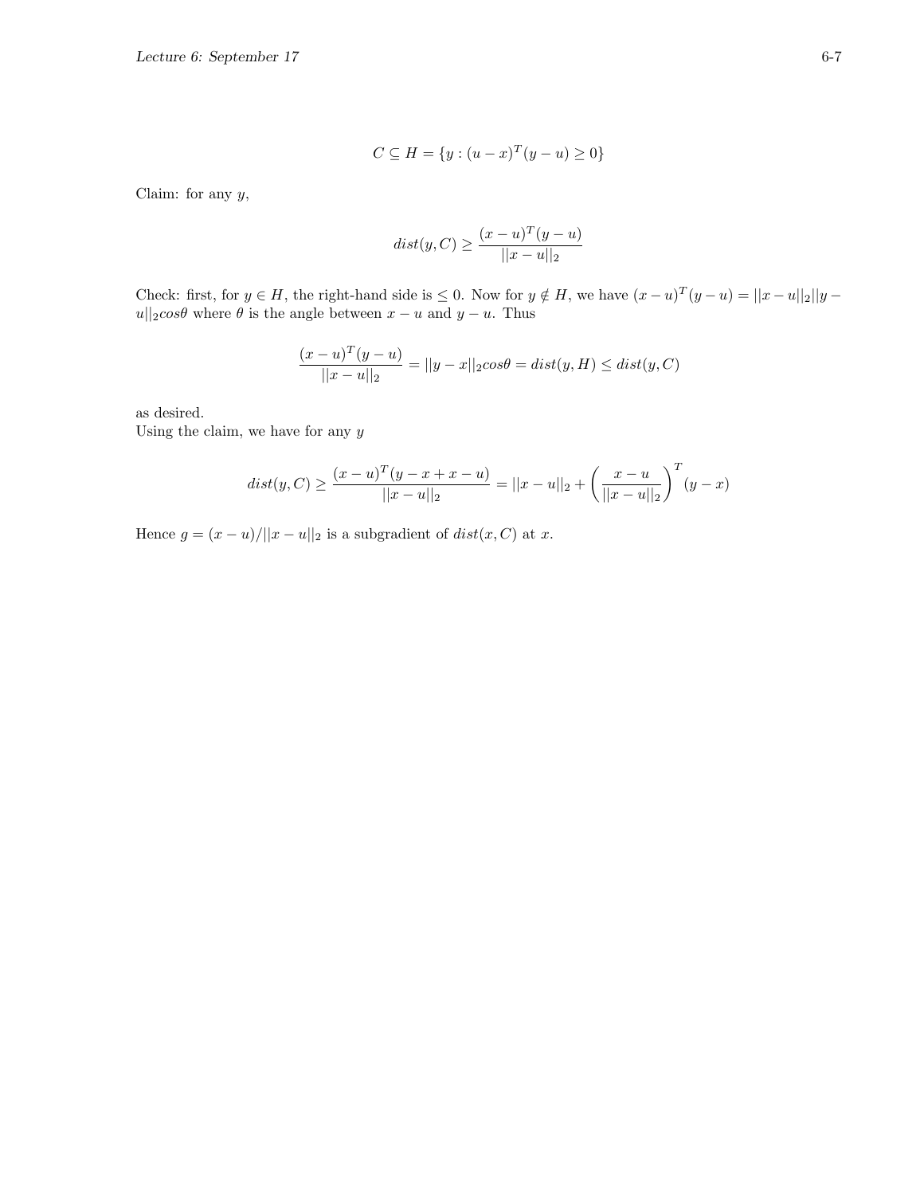$$C \subseteq H = \{y : (u-x)^T(y-u) \geq 0\}$$

Claim: for any $y$,

$$dist(y, C) \geq \frac{(x-u)^T(y-u)}{||x-u||_2}$$

Check: first, for $y \in H$, the right-hand side is $\leq 0$. Now for $y \notin H$, we have $(x-u)^T(y-u) = ||x-u||_2||y-u||_2 cos\theta$ where $\theta$ is the angle between $x-u$ and $y-u$. Thus

$$\frac{(x-u)^T(y-u)}{||x-u||_2} = ||y-x||_2 cos\theta = dist(y, H) \leq dist(y, C)$$

as desired.
Using the claim, we have for any $y$

$$dist(y, C) \geq \frac{(x-u)^T(y-x+x-u)}{||x-u||_2} = ||x-u||_2 + \left(\frac{x-u}{||x-u||_2}\right)^T (y-x)$$

Hence $g = (x-u)/||x-u||_2$ is a subgradient of $dist(x, C)$ at $x$.